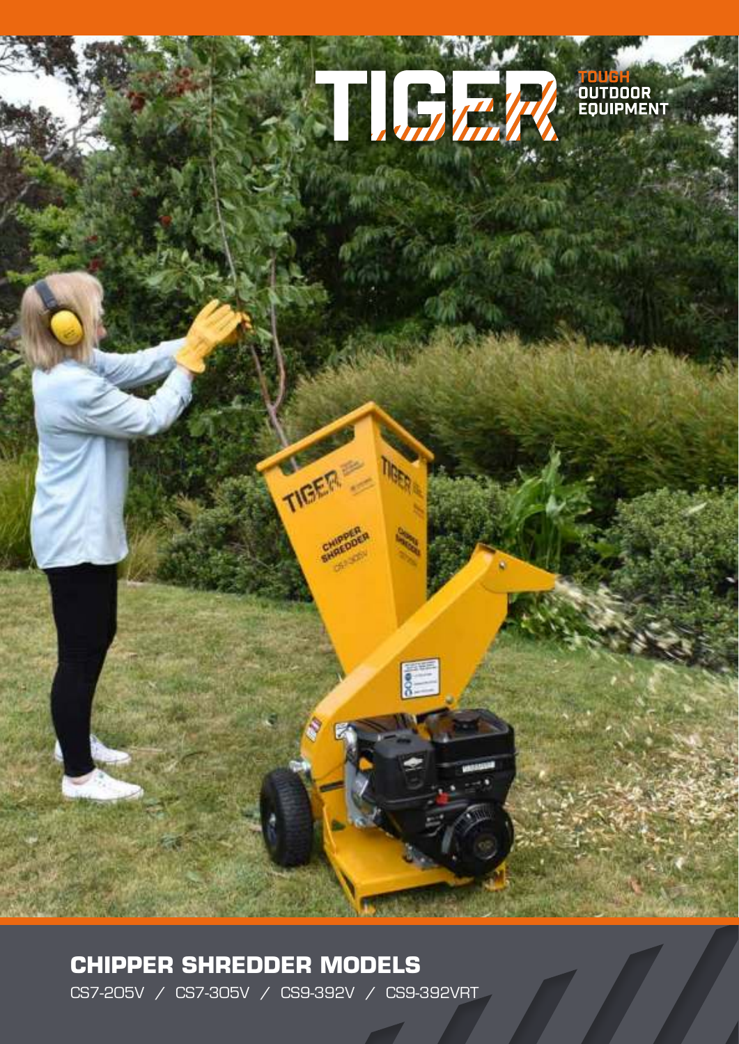# TIGER

TOUGH OUTDOOR EQUIPMENT

## CHIPPER SHREDDER MODELS

CS7-205V / CS7-305V / CS9-392V / CS9-392VRT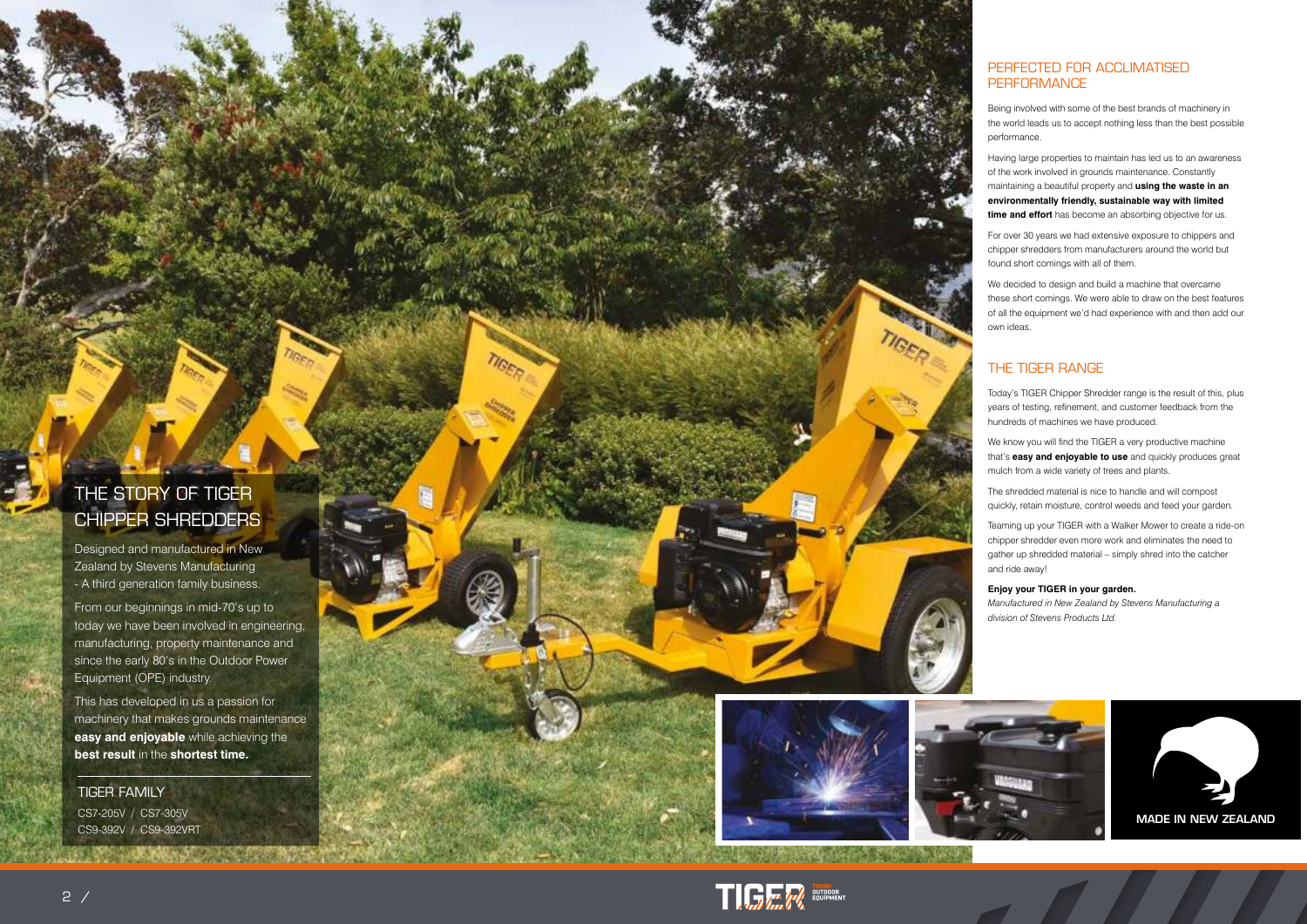## THE STORY OF TIGER CHIPPER SHREDDERS

Designed and manufactured in New Zealand by Stevens Manufacturing - A third generation family business.

From our beginnings in mid-70's up to today we have been involved in engineering, manufacturing, property maintenance and since the early 80's in the Outdoor Power Equipment (OPE) industry.

This has developed in us a passion for machinery that makes grounds maintenance **easy and enjoyable** while achieving the **best result** in the **shortest time.**

### TIGER FAMILY

CS7-205V / CS7-305V
CS9-392V / CS9-392VRT

## PERFECTED FOR ACCLIMATISED PERFORMANCE

Being involved with some of the best brands of machinery in the world leads us to accept nothing less than the best possible performance.

Having large properties to maintain has led us to an awareness of the work involved in grounds maintenance. Constantly maintaining a beautiful property and **using the waste in an environmentally friendly, sustainable way with limited time and effort** has become an absorbing objective for us.

For over 30 years we had extensive exposure to chippers and chipper shredders from manufacturers around the world but found short comings with all of them.

We decided to design and build a machine that overcame these short comings. We were able to draw on the best features of all the equipment we'd had experience with and then add our own ideas.

## THE TIGER RANGE

Today's TIGER Chipper Shredder range is the result of this, plus years of testing, refinement, and customer feedback from the hundreds of machines we have produced.

We know you will find the TIGER a very productive machine that's **easy and enjoyable to use** and quickly produces great mulch from a wide variety of trees and plants.

The shredded material is nice to handle and will compost quickly, retain moisture, control weeds and feed your garden.

Teaming up your TIGER with a Walker Mower to create a ride-on chipper shredder even more work and eliminates the need to gather up shredded material – simply shred into the catcher and ride away!

**Enjoy your TIGER in your garden.**
*Manufactured in New Zealand by Stevens Manufacturing a division of Stevens Products Ltd.*

MADE IN NEW ZEALAND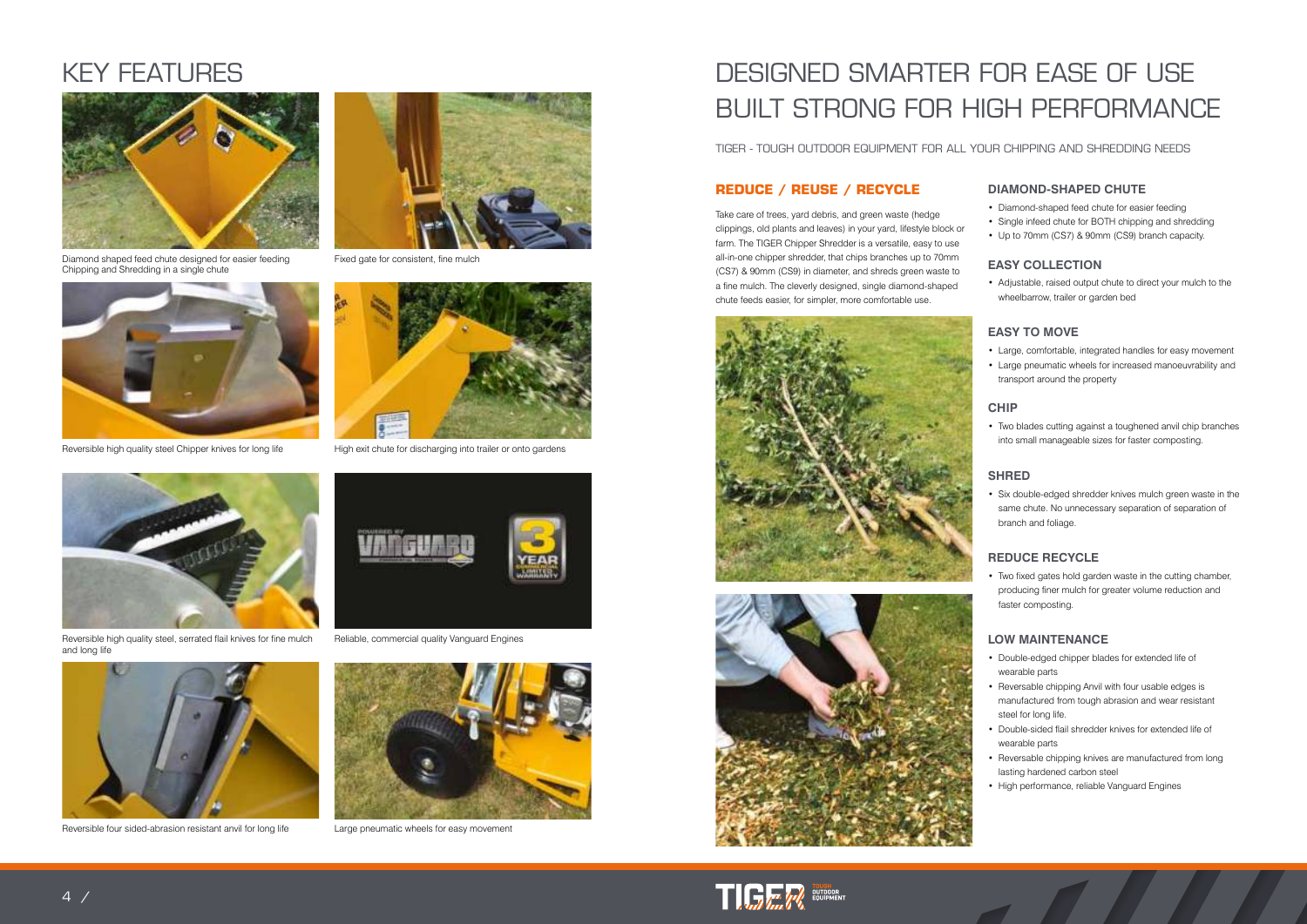# KEY FEATURES

Diamond shaped feed chute designed for easier feeding Chipping and Shredding in a single chute

Fixed gate for consistent, fine mulch

Reversible high quality steel Chipper knives for long life

High exit chute for discharging into trailer or onto gardens

Reversible high quality steel, serrated flail knives for fine mulch and long life

Reliable, commercial quality Vanguard Engines

Reversible four sided-abrasion resistant anvil for long life

Large pneumatic wheels for easy movement

# DESIGNED SMARTER FOR EASE OF USE BUILT STRONG FOR HIGH PERFORMANCE

TIGER - TOUGH OUTDOOR EQUIPMENT FOR ALL YOUR CHIPPING AND SHREDDING NEEDS

## REDUCE / REUSE / RECYCLE

Take care of trees, yard debris, and green waste (hedge clippings, old plants and leaves) in your yard, lifestyle block or farm. The TIGER Chipper Shredder is a versatile, easy to use all-in-one chipper shredder, that chips branches up to 70mm (CS7) & 90mm (CS9) in diameter, and shreds green waste to a fine mulch. The cleverly designed, single diamond-shaped chute feeds easier, for simpler, more comfortable use.

### DIAMOND-SHAPED CHUTE

- Diamond-shaped feed chute for easier feeding
- Single infeed chute for BOTH chipping and shredding
- Up to 70mm (CS7) & 90mm (CS9) branch capacity.

### EASY COLLECTION

- Adjustable, raised output chute to direct your mulch to the wheelbarrow, trailer or garden bed

### EASY TO MOVE

- Large, comfortable, integrated handles for easy movement
- Large pneumatic wheels for increased manoeuvrability and transport around the property

### CHIP

- Two blades cutting against a toughened anvil chip branches into small manageable sizes for faster composting.

### SHRED

- Six double-edged shredder knives mulch green waste in the same chute. No unnecessary separation of separation of branch and foliage.

### REDUCE RECYCLE

- Two fixed gates hold garden waste in the cutting chamber, producing finer mulch for greater volume reduction and faster composting.

### LOW MAINTENANCE

- Double-edged chipper blades for extended life of wearable parts
- Reversable chipping Anvil with four usable edges is manufactured from tough abrasion and wear resistant steel for long life.
- Double-sided flail shredder knives for extended life of wearable parts
- Reversable chipping knives are manufactured from long lasting hardened carbon steel
- High performance, reliable Vanguard Engines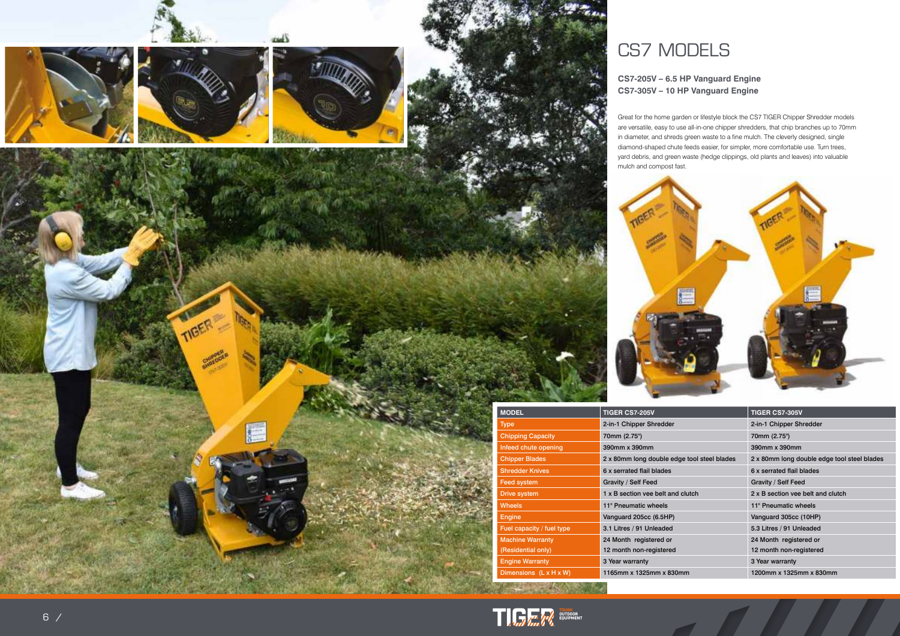# CS7 MODELS

**CS7-205V – 6.5 HP Vanguard Engine**
**CS7-305V – 10 HP Vanguard Engine**

Great for the home garden or lifestyle block the CS7 TIGER Chipper Shredder models are versatile, easy to use all-in-one chipper shredders, that chip branches up to 70mm in diameter, and shreds green waste to a fine mulch. The cleverly designed, single diamond-shaped chute feeds easier, for simpler, more comfortable use. Turn trees, yard debris, and green waste (hedge clippings, old plants and leaves) into valuable mulch and compost fast.

| MODEL | TIGER CS7-205V | TIGER CS7-305V |
|---|---|---|
| Type | 2-in-1 Chipper Shredder | 2-in-1 Chipper Shredder |
| Chipping Capacity | 70mm (2.75") | 70mm (2.75") |
| Infeed chute opening | 390mm x 390mm | 390mm x 390mm |
| Chipper Blades | 2 x 80mm long double edge tool steel blades | 2 x 80mm long double edge tool steel blades |
| Shredder Knives | 6 x serrated flail blades | 6 x serrated flail blades |
| Feed system | Gravity / Self Feed | Gravity / Self Feed |
| Drive system | 1 x B section vee belt and clutch | 2 x B section vee belt and clutch |
| Wheels | 11" Pneumatic wheels | 11" Pneumatic wheels |
| Engine | Vanguard 205cc (6.5HP) | Vanguard 305cc (10HP) |
| Fuel capacity / fuel type | 3.1 Litres / 91 Unleaded | 5.3 Litres / 91 Unleaded |
| Machine Warranty (Residential only) | 24 Month registered or 12 month non-registered | 24 Month registered or 12 month non-registered |
| Engine Warranty | 3 Year warranty | 3 Year warranty |
| Dimensions (L x H x W) | 1165mm x 1325mm x 830mm | 1200mm x 1325mm x 830mm |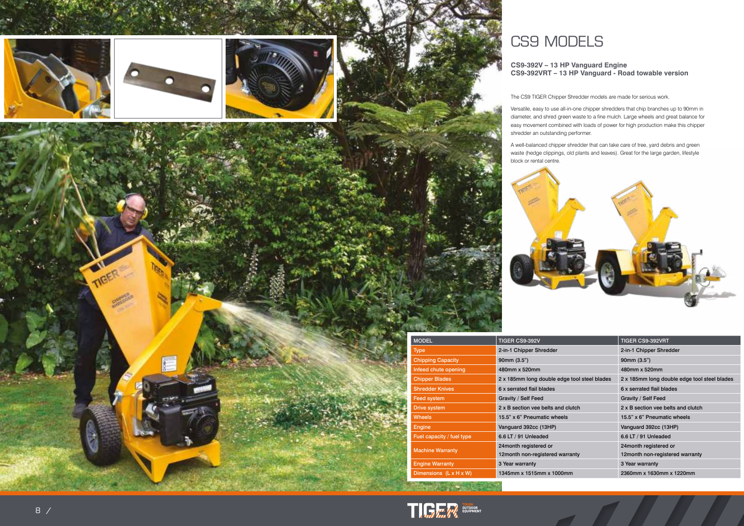# CS9 MODELS

**CS9-392V – 13 HP Vanguard Engine**
**CS9-392VRT – 13 HP Vanguard - Road towable version**

The CS9 TIGER Chipper Shredder models are made for serious work.

Versatile, easy to use all-in-one chipper shredders that chip branches up to 90mm in diameter, and shred green waste to a fine mulch. Large wheels and great balance for easy movement combined with loads of power for high production make this chipper shredder an outstanding performer.

A well-balanced chipper shredder that can take care of tree, yard debris and green waste (hedge clippings, old plants and leaves). Great for the large garden, lifestyle block or rental centre.

| MODEL | TIGER CS9-392V | TIGER CS9-392VRT |
|---|---|---|
| Type | 2-in-1 Chipper Shredder | 2-in-1 Chipper Shredder |
| Chipping Capacity | 90mm (3.5") | 90mm (3.5") |
| Infeed chute opening | 480mm x 520mm | 480mm x 520mm |
| Chipper Blades | 2 x 185mm long double edge tool steel blades | 2 x 185mm long double edge tool steel blades |
| Shredder Knives | 6 x serrated flail blades | 6 x serrated flail blades |
| Feed system | Gravity / Self Feed | Gravity / Self Feed |
| Drive system | 2 x B section vee belts and clutch | 2 x B section vee belts and clutch |
| Wheels | 15.5" x 6" Pneumatic wheels | 15.5" x 6" Pneumatic wheels |
| Engine | Vanguard 392cc (13HP) | Vanguard 392cc (13HP) |
| Fuel capacity / fuel type | 6.6 LT / 91 Unleaded | 6.6 LT / 91 Unleaded |
| Machine Warranty | 24month registered or 12month non-registered warranty | 24month registered or 12month non-registered warranty |
| Engine Warranty | 3 Year warranty | 3 Year warranty |
| Dimensions (L x H x W) | 1345mm x 1515mm x 1000mm | 2360mm x 1630mm x 1220mm |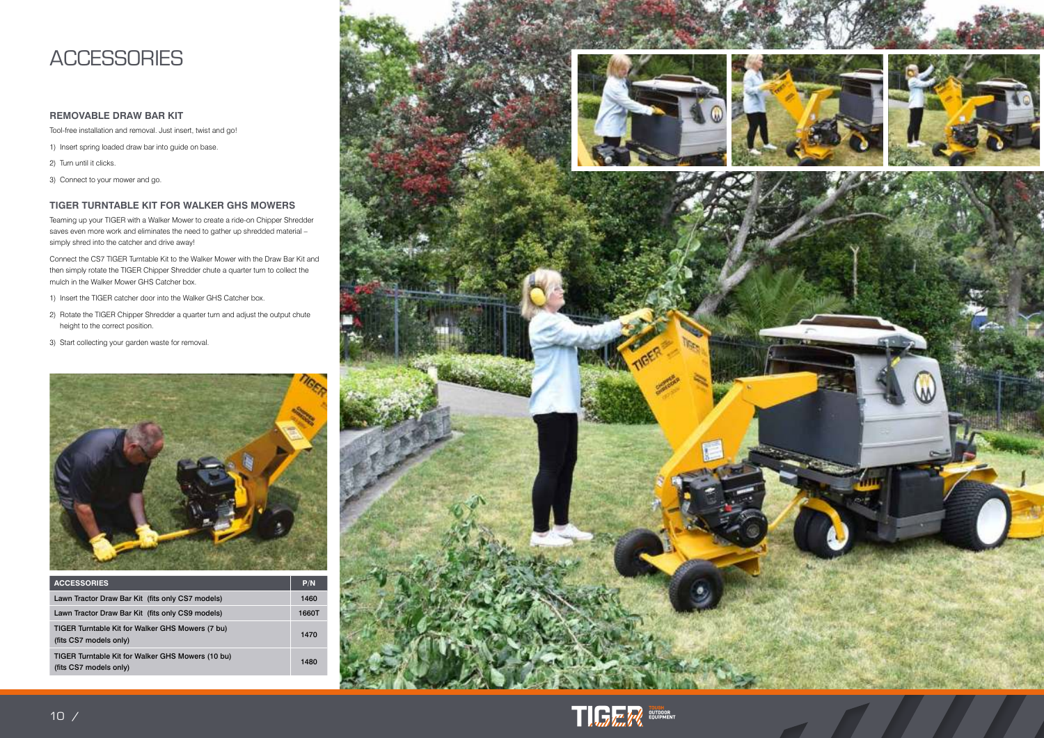# ACCESSORIES

### REMOVABLE DRAW BAR KIT

Tool-free installation and removal. Just insert, twist and go!

1) Insert spring loaded draw bar into guide on base.
2) Turn until it clicks.
3) Connect to your mower and go.

### TIGER TURNTABLE KIT FOR WALKER GHS MOWERS

Teaming up your TIGER with a Walker Mower to create a ride-on Chipper Shredder saves even more work and eliminates the need to gather up shredded material – simply shred into the catcher and drive away!

Connect the CS7 TIGER Turntable Kit to the Walker Mower with the Draw Bar Kit and then simply rotate the TIGER Chipper Shredder chute a quarter turn to collect the mulch in the Walker Mower GHS Catcher box.

1) Insert the TIGER catcher door into the Walker GHS Catcher box.
2) Rotate the TIGER Chipper Shredder a quarter turn and adjust the output chute height to the correct position.
3) Start collecting your garden waste for removal.

| ACCESSORIES | P/N |
|---|---|
| Lawn Tractor Draw Bar Kit (fits only CS7 models) | 1460 |
| Lawn Tractor Draw Bar Kit (fits only CS9 models) | 1660T |
| TIGER Turntable Kit for Walker GHS Mowers (7 bu) (fits CS7 models only) | 1470 |
| TIGER Turntable Kit for Walker GHS Mowers (10 bu) (fits CS7 models only) | 1480 |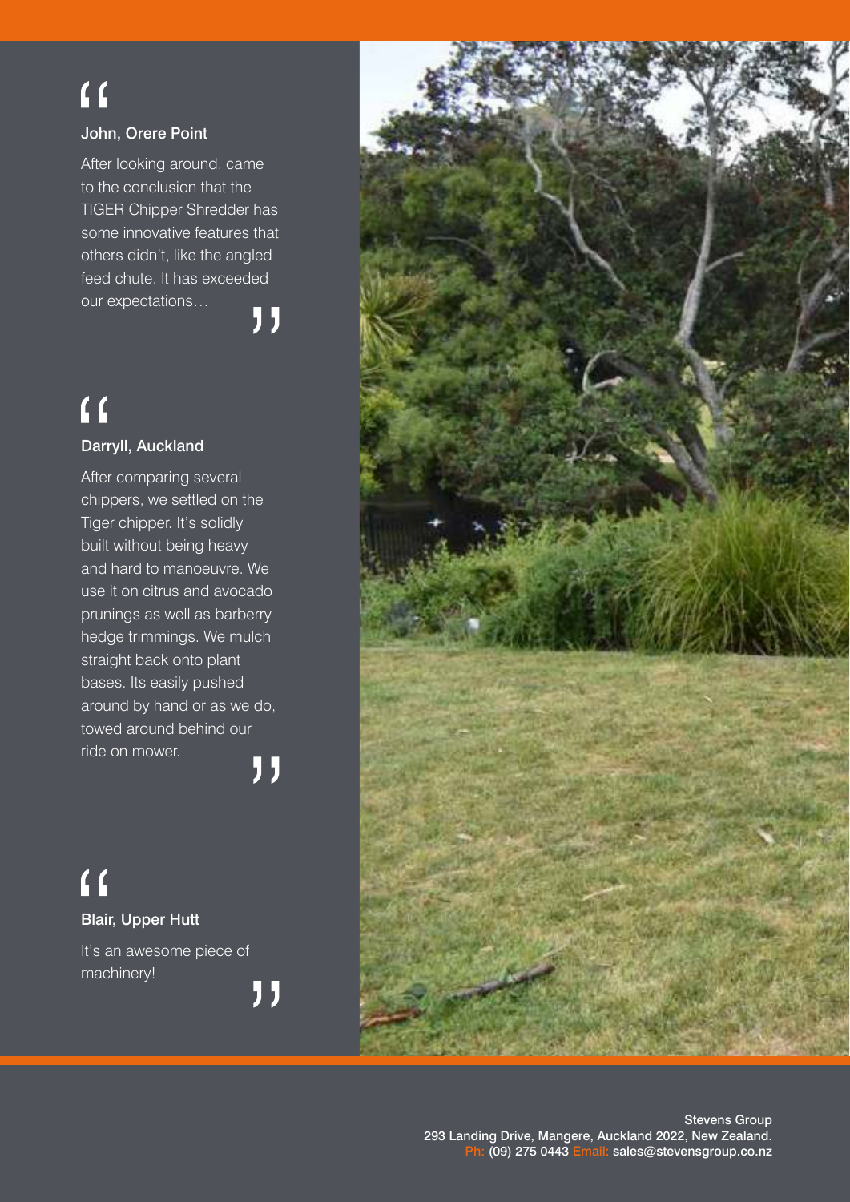> **John, Orere Point**
>
> After looking around, came to the conclusion that the TIGER Chipper Shredder has some innovative features that others didn't, like the angled feed chute. It has exceeded our expectations…

> **Darryll, Auckland**
>
> After comparing several chippers, we settled on the Tiger chipper. It's solidly built without being heavy and hard to manoeuvre. We use it on citrus and avocado prunings as well as barberry hedge trimmings. We mulch straight back onto plant bases. Its easily pushed around by hand or as we do, towed around behind our ride on mower.

> **Blair, Upper Hutt**
>
> It's an awesome piece of machinery!

Stevens Group
293 Landing Drive, Mangere, Auckland 2022, New Zealand.
Ph: (09) 275 0443 Email: sales@stevensgroup.co.nz